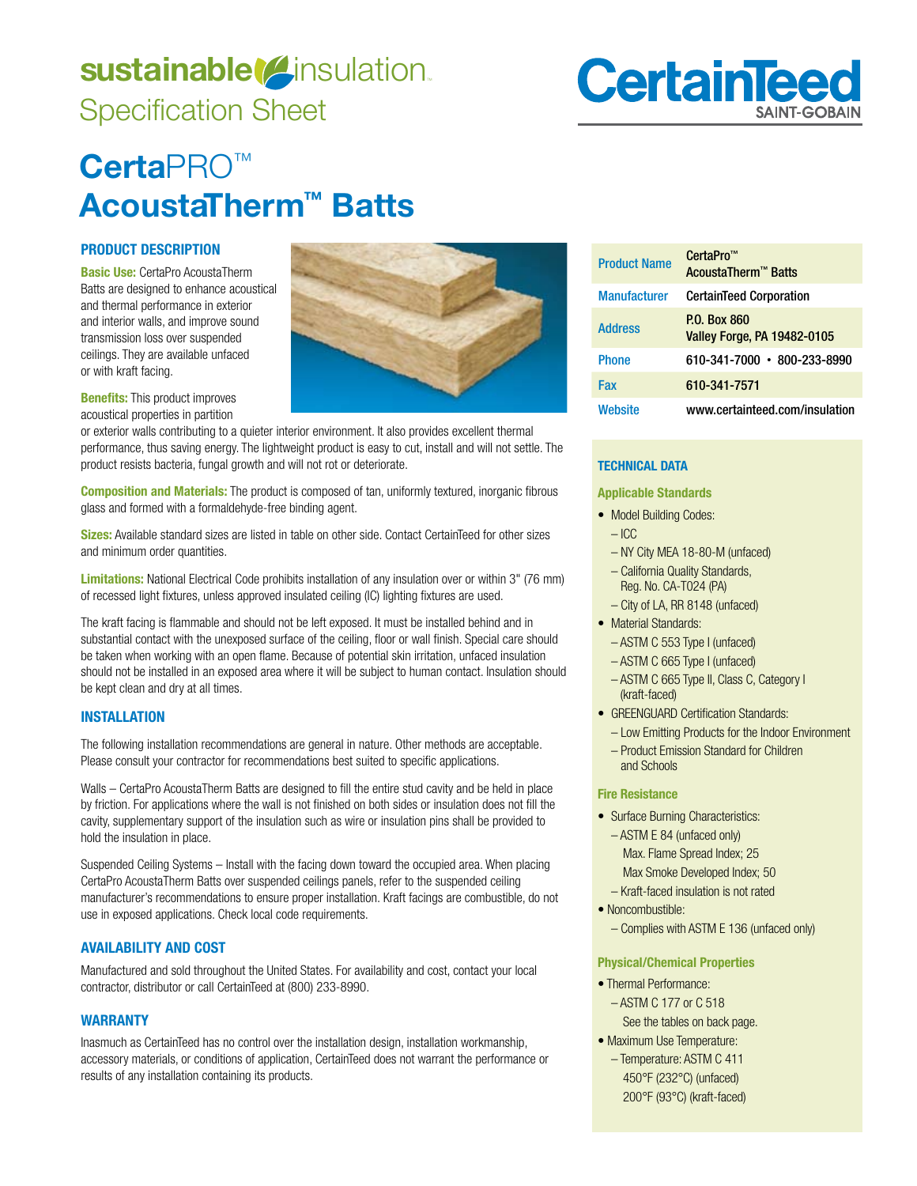sustainable insulation

Specification Sheet

CertainTeed SAINT-GOBAIN

# CertaPRO™ AcoustaTherm™ Batts

## PRODUCT DESCRIPTION

**Basic Use:** CertaPro AcoustaTherm Batts are designed to enhance acoustical and thermal performance in exterior and interior walls, and improve sound transmission loss over suspended ceilings. They are available unfaced or with kraft facing.

**Benefits:** This product improves acoustical properties in partition or exterior walls contributing to a quieter interior environment. It also provides excellent thermal performance, thus saving energy. The lightweight product is easy to cut, install and will not settle. The product resists bacteria, fungal growth and will not rot or deteriorate.

**Composition and Materials:** The product is composed of tan, uniformly textured, inorganic fibrous glass and formed with a formaldehyde-free binding agent.

**Sizes:** Available standard sizes are listed in table on other side. Contact CertainTeed for other sizes and minimum order quantities.

**Limitations:** National Electrical Code prohibits installation of any insulation over or within 3" (76 mm) of recessed light fixtures, unless approved insulated ceiling (IC) lighting fixtures are used.

The kraft facing is flammable and should not be left exposed. It must be installed behind and in substantial contact with the unexposed surface of the ceiling, floor or wall finish. Special care should be taken when working with an open flame. Because of potential skin irritation, unfaced insulation should not be installed in an exposed area where it will be subject to human contact. Insulation should be kept clean and dry at all times.

## INSTALLATION

The following installation recommendations are general in nature. Other methods are acceptable. Please consult your contractor for recommendations best suited to specific applications.

Walls – CertaPro AcoustaTherm Batts are designed to fill the entire stud cavity and be held in place by friction. For applications where the wall is not finished on both sides or insulation does not fill the cavity, supplementary support of the insulation such as wire or insulation pins shall be provided to hold the insulation in place.

Suspended Ceiling Systems – Install with the facing down toward the occupied area. When placing CertaPro AcoustaTherm Batts over suspended ceilings panels, refer to the suspended ceiling manufacturer's recommendations to ensure proper installation. Kraft facings are combustible, do not use in exposed applications. Check local code requirements.

## AVAILABILITY AND COST

Manufactured and sold throughout the United States. For availability and cost, contact your local contractor, distributor or call CertainTeed at (800) 233-8990.

## WARRANTY

Inasmuch as CertainTeed has no control over the installation design, installation workmanship, accessory materials, or conditions of application, CertainTeed does not warrant the performance or results of any installation containing its products.

| | |
|---|---|
| Product Name | CertaPro™ AcoustaTherm™ Batts |
| Manufacturer | CertainTeed Corporation |
| Address | P.O. Box 860 Valley Forge, PA 19482-0105 |
| Phone | 610-341-7000 • 800-233-8990 |
| Fax | 610-341-7571 |
| Website | www.certainteed.com/insulation |

## TECHNICAL DATA

### Applicable Standards

- Model Building Codes:
  - ICC
  - NY City MEA 18-80-M (unfaced)
  - California Quality Standards, Reg. No. CA-T024 (PA)
  - City of LA, RR 8148 (unfaced)
- Material Standards:
  - ASTM C 553 Type I (unfaced)
  - ASTM C 665 Type I (unfaced)
  - ASTM C 665 Type II, Class C, Category I (kraft-faced)
- GREENGUARD Certification Standards:
  - Low Emitting Products for the Indoor Environment
  - Product Emission Standard for Children and Schools

### Fire Resistance

- Surface Burning Characteristics:
  - ASTM E 84 (unfaced only)
    Max. Flame Spread Index; 25
    Max Smoke Developed Index; 50
  - Kraft-faced insulation is not rated
- Noncombustible:
  - Complies with ASTM E 136 (unfaced only)

### Physical/Chemical Properties

- Thermal Performance:
  - ASTM C 177 or C 518
    See the tables on back page.
- Maximum Use Temperature:
  - Temperature: ASTM C 411
    450°F (232°C) (unfaced)
    200°F (93°C) (kraft-faced)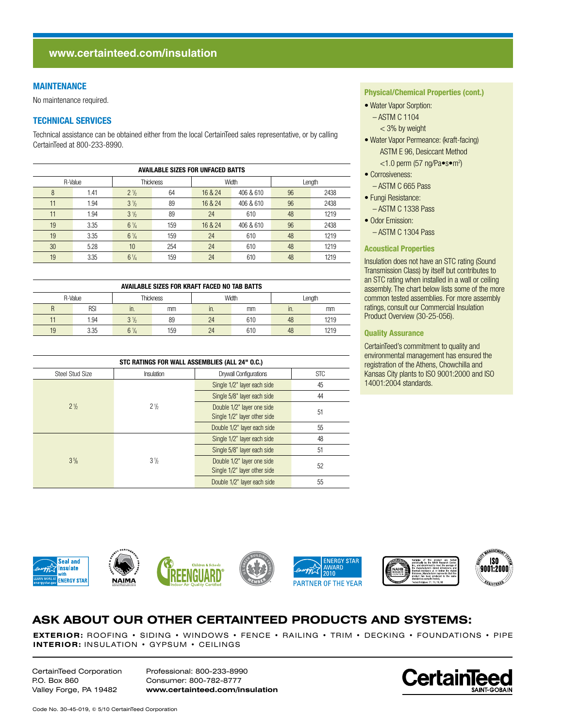www.certainteed.com/insulation

## MAINTENANCE

No maintenance required.

## TECHNICAL SERVICES

Technical assistance can be obtained either from the local CertainTeed sales representative, or by calling CertainTeed at 800-233-8990.

**AVAILABLE SIZES FOR UNFACED BATTS**

| R-Value | | Thickness | | Width | | Length | |
|---|---|---|---|---|---|---|---|
| 8 | 1.41 | 2 ½ | 64 | 16 & 24 | 406 & 610 | 96 | 2438 |
| 11 | 1.94 | 3 ½ | 89 | 16 & 24 | 406 & 610 | 96 | 2438 |
| 11 | 1.94 | 3 ½ | 89 | 24 | 610 | 48 | 1219 |
| 19 | 3.35 | 6 ¼ | 159 | 16 & 24 | 406 & 610 | 96 | 2438 |
| 19 | 3.35 | 6 ¼ | 159 | 24 | 610 | 48 | 1219 |
| 30 | 5.28 | 10 | 254 | 24 | 610 | 48 | 1219 |
| 19 | 3.35 | 6 ¼ | 159 | 24 | 610 | 48 | 1219 |

**AVAILABLE SIZES FOR KRAFT FACED NO TAB BATTS**

| R-Value | | Thickness | | Width | | Length | |
|---|---|---|---|---|---|---|---|
| R | RSI | in. | mm | in. | mm | in. | mm |
| 11 | 1.94 | 3 ½ | 89 | 24 | 610 | 48 | 1219 |
| 19 | 3.35 | 6 ¼ | 159 | 24 | 610 | 48 | 1219 |

**STC RATINGS FOR WALL ASSEMBLIES (ALL 24" O.C.)**

| Steel Stud Size | Insulation | Drywall Configurations | STC |
|---|---|---|---|
| 2 ½ | 2 ½ | Single 1/2" layer each side | 45 |
| | | Single 5/8" layer each side | 44 |
| | | Double 1/2" layer one side Single 1/2" layer other side | 51 |
| | | Double 1/2" layer each side | 55 |
| 3 ⅝ | 3 ½ | Single 1/2" layer each side | 48 |
| | | Single 5/8" layer each side | 51 |
| | | Double 1/2" layer one side Single 1/2" layer other side | 52 |
| | | Double 1/2" layer each side | 55 |

### Physical/Chemical Properties (cont.)

- Water Vapor Sorption:
  - ASTM C 1104
    - < 3% by weight
- Water Vapor Permeance: (kraft-facing)
  - ASTM E 96, Desiccant Method
  - <1.0 perm (57 ng/Pa•s•m²)
- Corrosiveness:
  - ASTM C 665 Pass
- Fungi Resistance:
  - ASTM C 1338 Pass
- Odor Emission:
  - ASTM C 1304 Pass

### Acoustical Properties

Insulation does not have an STC rating (Sound Transmission Class) by itself but contributes to an STC rating when installed in a wall or ceiling assembly. The chart below lists some of the more common tested assemblies. For more assembly ratings, consult our Commercial Insulation Product Overview (30-25-056).

### Quality Assurance

CertainTeed's commitment to quality and environmental management has ensured the registration of the Athens, Chowchilla and Kansas City plants to ISO 9001:2000 and ISO 14001:2004 standards.

## ASK ABOUT OUR OTHER CERTAINTEED PRODUCTS AND SYSTEMS:

**EXTERIOR:** ROOFING • SIDING • WINDOWS • FENCE • RAILING • TRIM • DECKING • FOUNDATIONS • PIPE
**INTERIOR:** INSULATION • GYPSUM • CEILINGS

CertainTeed Corporation
P.O. Box 860
Valley Forge, PA 19482

Professional: 800-233-8990
Consumer: 800-782-8777
**www.certainteed.com/insulation**

Code No. 30-45-019, © 5/10 CertainTeed Corporation